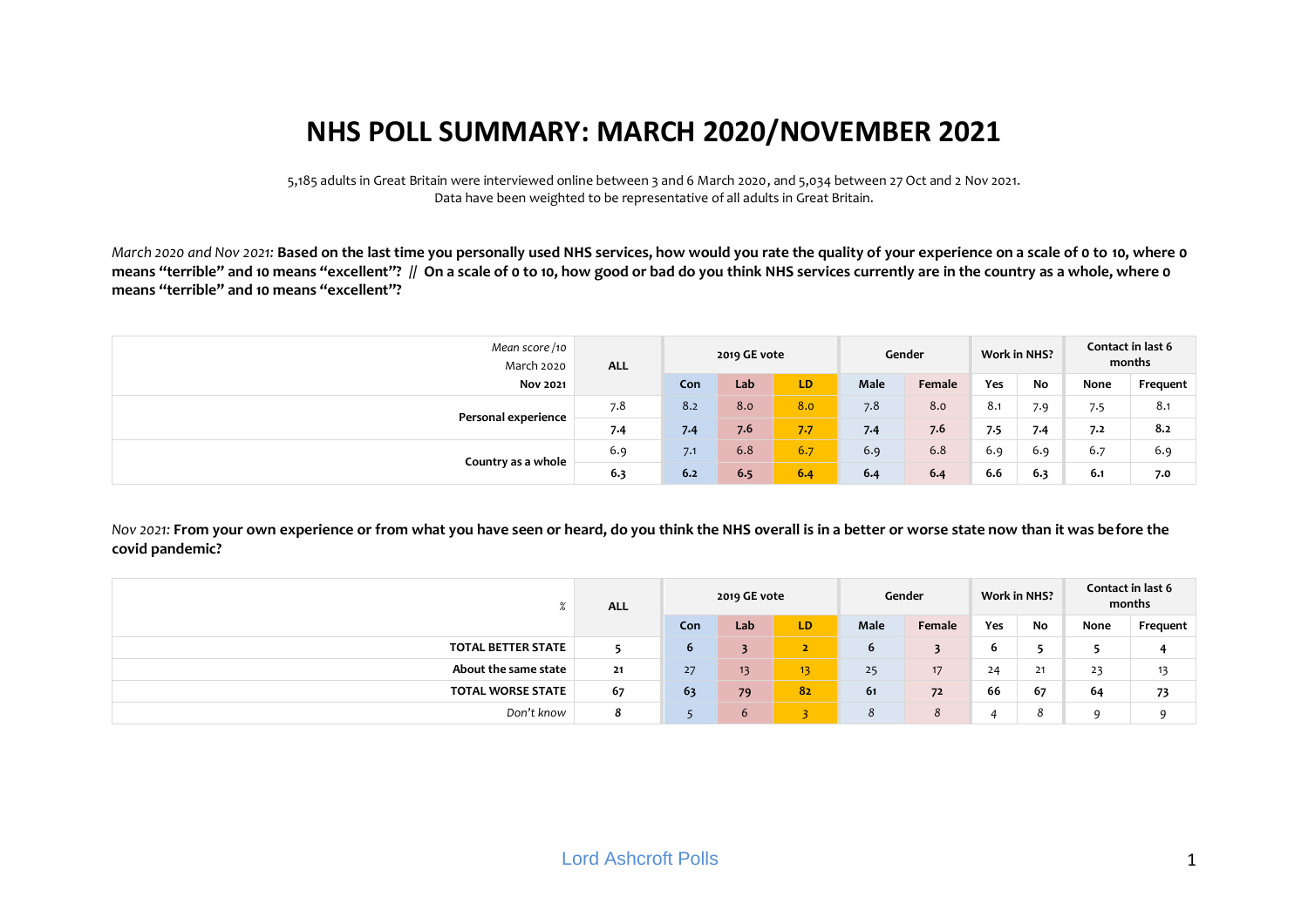# NHS POLL SUMMARY: MARCH 2020/NOVEMBER 2021

5,185 adults in Great Britain were interviewed online between 3 and 6 March 2020, and 5,034 between 27 Oct and 2 Nov 2021. Data have been weighted to be representative of all adults in Great Britain.

*March 2020 and Nov 2021:* **Based on the last time you personally used NHS services, how would you rate the quality of your experience on a scale of 0 to 10, where 0 means "terrible" and 10 means "excellent"? // On a scale of 0 to 10, how good or bad do you think NHS services currently are in the country as a whole, where 0 means "terrible" and 10 means "excellent"?**

| *Mean score /10* March 2020 **Nov 2021** | ALL | 2019 GE vote | | | Gender | | Work in NHS? | | Contact in last 6 months | |
|---|---|---|---|---|---|---|---|---|---|---|
| | | Con | Lab | LD | Male | Female | Yes | No | None | Frequent |
| **Personal experience** | 7.8 | 8.2 | 8.0 | 8.0 | 7.8 | 8.0 | 8.1 | 7.9 | 7.5 | 8.1 |
| | **7.4** | **7.4** | **7.6** | **7.7** | **7.4** | **7.6** | **7.5** | **7.4** | **7.2** | **8.2** |
| **Country as a whole** | 6.9 | 7.1 | 6.8 | 6.7 | 6.9 | 6.8 | 6.9 | 6.9 | 6.7 | 6.9 |
| | **6.3** | **6.2** | **6.5** | **6.4** | **6.4** | **6.4** | **6.6** | **6.3** | **6.1** | **7.0** |

*Nov 2021:* **From your own experience or from what you have seen or heard, do you think the NHS overall is in a better or worse state now than it was before the covid pandemic?**

| *%* | ALL | 2019 GE vote | | | Gender | | Work in NHS? | | Contact in last 6 months | |
|---|---|---|---|---|---|---|---|---|---|---|
| | | Con | Lab | LD | Male | Female | Yes | No | None | Frequent |
| **TOTAL BETTER STATE** | **5** | **6** | **3** | **2** | **6** | **3** | **6** | **5** | **5** | **4** |
| **About the same state** | 21 | 27 | 13 | 13 | 25 | 17 | 24 | 21 | 23 | 13 |
| **TOTAL WORSE STATE** | **67** | **63** | **79** | **82** | **61** | **72** | **66** | **67** | **64** | **73** |
| *Don't know* | *8* | *5* | *6* | *3* | *8* | *8* | *4* | *8* | *9* | *9* |

Lord Ashcroft Polls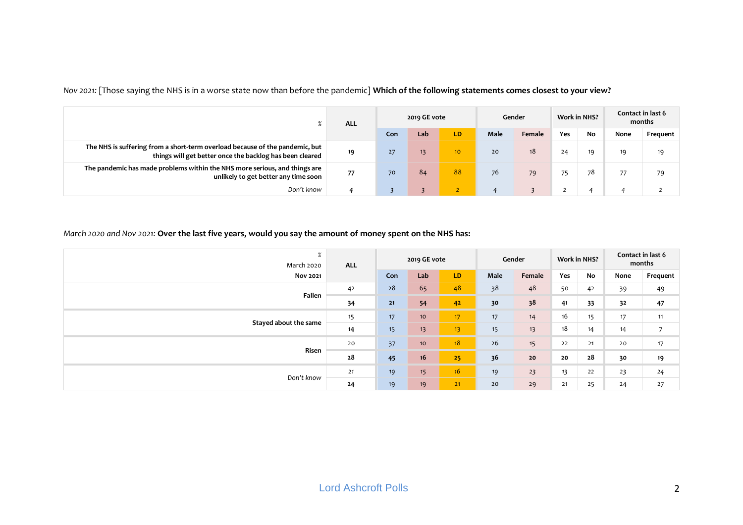*Nov 2021:* [Those saying the NHS is in a worse state now than before the pandemic] **Which of the following statements comes closest to your view?**

| % | ALL | 2019 GE vote | | | Gender | | Work in NHS? | | Contact in last 6 months | |
|---|---|---|---|---|---|---|---|---|---|---|
| | | Con | Lab | LD | Male | Female | Yes | No | None | Frequent |
| **The NHS is suffering from a short-term overload because of the pandemic, but things will get better once the backlog has been cleared** | **19** | 27 | 13 | 10 | 20 | 18 | 24 | 19 | 19 | 19 |
| **The pandemic has made problems within the NHS more serious, and things are unlikely to get better any time soon** | **77** | 70 | 84 | 88 | 76 | 79 | 75 | 78 | 77 | 79 |
| *Don't know* | **4** | 3 | 3 | 2 | 4 | 3 | 2 | 4 | 4 | 2 |

*March 2020 and Nov 2021:* **Over the last five years, would you say the amount of money spent on the NHS has:**

| % March 2020 **Nov 2021** | ALL | 2019 GE vote | | | Gender | | Work in NHS? | | Contact in last 6 months | |
|---|---|---|---|---|---|---|---|---|---|---|
| | | Con | Lab | LD | Male | Female | Yes | No | None | Frequent |
| **Fallen** | 42 | 28 | 65 | 48 | 38 | 48 | 50 | 42 | 39 | 49 |
| | **34** | **21** | **54** | **42** | **30** | **38** | **41** | **33** | **32** | **47** |
| **Stayed about the same** | 15 | 17 | 10 | 17 | 17 | 14 | 16 | 15 | 17 | 11 |
| | **14** | 15 | 13 | 13 | 15 | 13 | 18 | 14 | 14 | 7 |
| **Risen** | 20 | 37 | 10 | 18 | 26 | 15 | 22 | 21 | 20 | 17 |
| | **28** | **45** | **16** | **25** | **36** | **20** | **20** | **28** | **30** | **19** |
| *Don't know* | 21 | 19 | 15 | 16 | 19 | 23 | 13 | 22 | 23 | 24 |
| | **24** | 19 | 19 | 21 | 20 | 29 | 21 | 25 | 24 | 27 |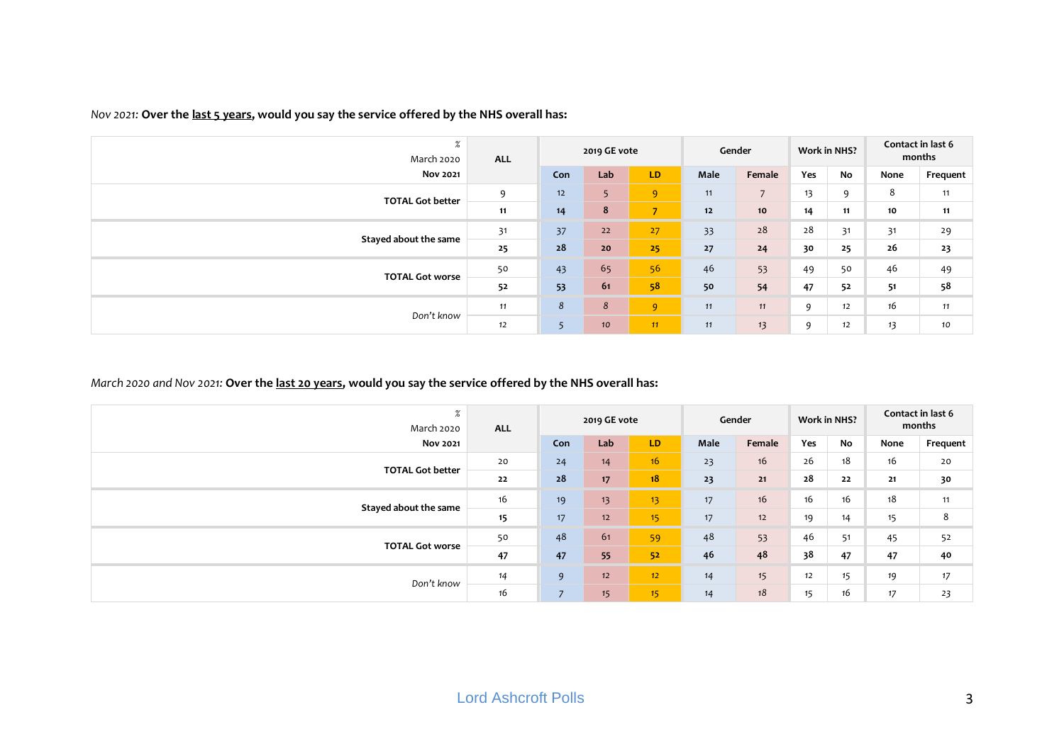*Nov 2021:* **Over the last 5 years, would you say the service offered by the NHS overall has:**

| % March 2020 **Nov 2021** | ALL | 2019 GE vote | | | Gender | | Work in NHS? | | Contact in last 6 months | |
|---|---|---|---|---|---|---|---|---|---|---|
| | | Con | Lab | LD | Male | Female | Yes | No | None | Frequent |
| **TOTAL Got better** | 9 | 12 | 5 | 9 | 11 | 7 | 13 | 9 | 8 | 11 |
| | **11** | **14** | **8** | **7** | **12** | **10** | **14** | **11** | **10** | **11** |
| **Stayed about the same** | 31 | 37 | 22 | 27 | 33 | 28 | 28 | 31 | 31 | 29 |
| | **25** | **28** | **20** | **25** | **27** | **24** | **30** | **25** | **26** | **23** |
| **TOTAL Got worse** | 50 | 43 | 65 | 56 | 46 | 53 | 49 | 50 | 46 | 49 |
| | **52** | **53** | **61** | **58** | **50** | **54** | **47** | **52** | **51** | **58** |
| *Don't know* | 11 | 8 | 8 | 9 | 11 | 11 | 9 | 12 | 16 | 11 |
| | 12 | 5 | 10 | 11 | 11 | 13 | 9 | 12 | 13 | 10 |

*March 2020 and Nov 2021:* **Over the last 20 years, would you say the service offered by the NHS overall has:**

| % March 2020 **Nov 2021** | ALL | 2019 GE vote | | | Gender | | Work in NHS? | | Contact in last 6 months | |
|---|---|---|---|---|---|---|---|---|---|---|
| | | Con | Lab | LD | Male | Female | Yes | No | None | Frequent |
| **TOTAL Got better** | 20 | 24 | 14 | 16 | 23 | 16 | 26 | 18 | 16 | 20 |
| | **22** | **28** | **17** | **18** | **23** | **21** | **28** | **22** | **21** | **30** |
| **Stayed about the same** | 16 | 19 | 13 | 13 | 17 | 16 | 16 | 16 | 18 | 11 |
| | 15 | 17 | 12 | 15 | 17 | 12 | 19 | 14 | 15 | 8 |
| **TOTAL Got worse** | 50 | 48 | 61 | 59 | 48 | 53 | 46 | 51 | 45 | 52 |
| | **47** | **47** | **55** | **52** | **46** | **48** | **38** | **47** | **47** | **40** |
| *Don't know* | 14 | 9 | 12 | 12 | 14 | 15 | 12 | 15 | 19 | 17 |
| | 16 | 7 | 15 | 15 | 14 | 18 | 15 | 16 | 17 | 23 |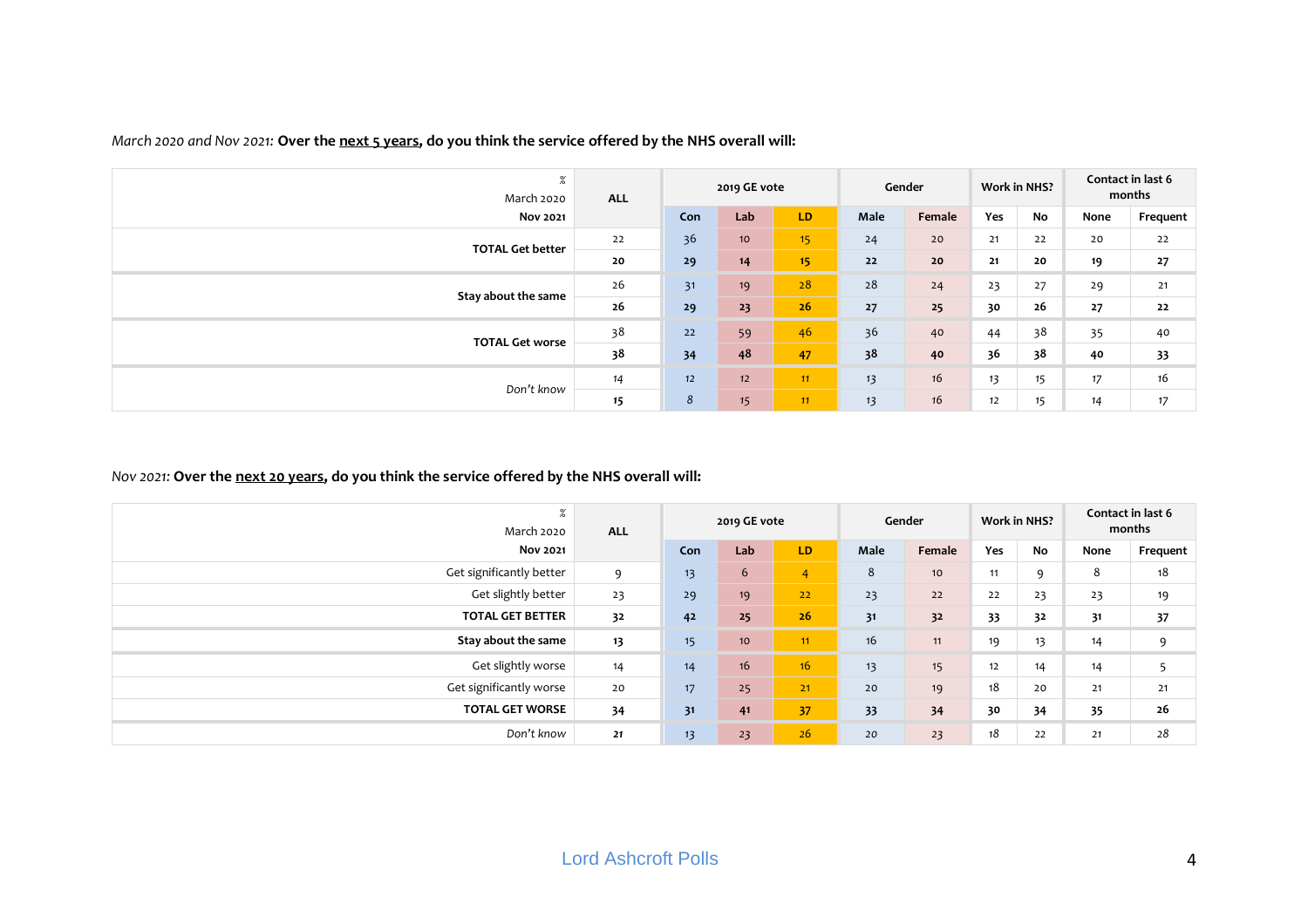*March 2020 and Nov 2021:* **Over the <u>next 5 years</u>, do you think the service offered by the NHS overall will:**

| % March 2020 **Nov 2021** | ALL | 2019 GE vote | | | Gender | | Work in NHS? | | Contact in last 6 months | |
|---|---|---|---|---|---|---|---|---|---|---|
| | | Con | Lab | LD | Male | Female | Yes | No | None | Frequent |
| **TOTAL Get better** | 22 | 36 | 10 | 15 | 24 | 20 | 21 | 22 | 20 | 22 |
| | **20** | **29** | **14** | **15** | **22** | **20** | **21** | **20** | **19** | **27** |
| **Stay about the same** | 26 | 31 | 19 | 28 | 28 | 24 | 23 | 27 | 29 | 21 |
| | **26** | **29** | **23** | **26** | **27** | **25** | **30** | **26** | **27** | **22** |
| **TOTAL Get worse** | 38 | 22 | 59 | 46 | 36 | 40 | 44 | 38 | 35 | 40 |
| | **38** | **34** | **48** | **47** | **38** | **40** | **36** | **38** | **40** | **33** |
| *Don't know* | 14 | 12 | 12 | 11 | 13 | 16 | 13 | 15 | 17 | 16 |
| | **15** | 8 | 15 | 11 | 13 | 16 | 12 | 15 | 14 | 17 |

*Nov 2021:* **Over the <u>next 20 years</u>, do you think the service offered by the NHS overall will:**

| % March 2020 **Nov 2021** | ALL | 2019 GE vote | | | Gender | | Work in NHS? | | Contact in last 6 months | |
|---|---|---|---|---|---|---|---|---|---|---|
| | | Con | Lab | LD | Male | Female | Yes | No | None | Frequent |
| Get significantly better | 9 | 13 | 6 | 4 | 8 | 10 | 11 | 9 | 8 | 18 |
| Get slightly better | 23 | 29 | 19 | 22 | 23 | 22 | 22 | 23 | 23 | 19 |
| **TOTAL GET BETTER** | **32** | **42** | **25** | **26** | **31** | **32** | **33** | **32** | **31** | **37** |
| **Stay about the same** | **13** | 15 | 10 | 11 | 16 | 11 | 19 | 13 | 14 | 9 |
| Get slightly worse | 14 | 14 | 16 | 16 | 13 | 15 | 12 | 14 | 14 | 5 |
| Get significantly worse | 20 | 17 | 25 | 21 | 20 | 19 | 18 | 20 | 21 | 21 |
| **TOTAL GET WORSE** | **34** | **31** | **41** | **37** | **33** | **34** | **30** | **34** | **35** | **26** |
| *Don't know* | **21** | 13 | 23 | 26 | 20 | 23 | 18 | 22 | 21 | 28 |

Lord Ashcroft Polls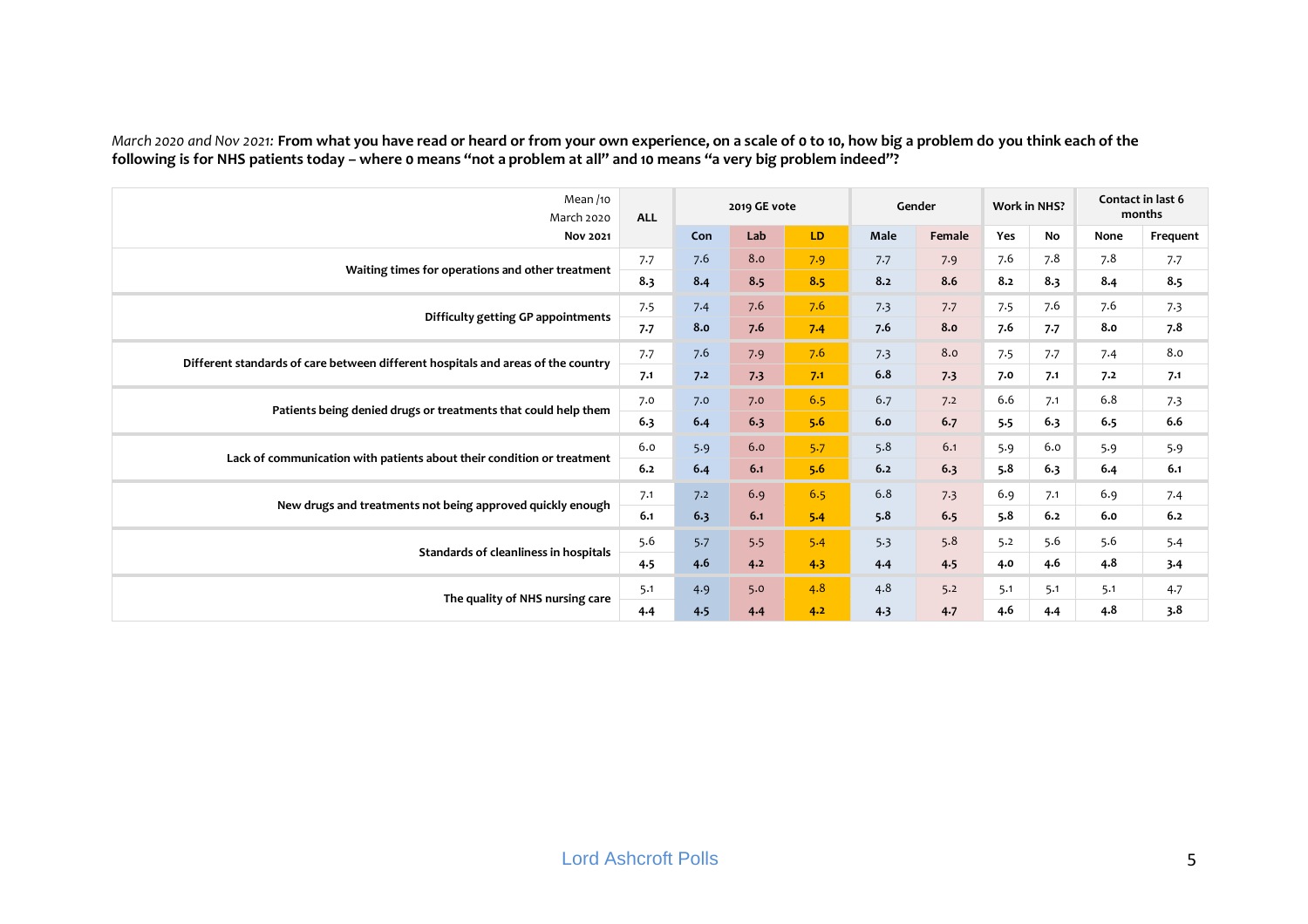*March 2020 and Nov 2021:* **From what you have read or heard or from your own experience, on a scale of 0 to 10, how big a problem do you think each of the following is for NHS patients today – where 0 means "not a problem at all" and 10 means "a very big problem indeed"?**

| Mean /10 March 2020 **Nov 2021** | ALL | 2019 GE vote | | | Gender | | Work in NHS? | | Contact in last 6 months | |
|---|---|---|---|---|---|---|---|---|---|---|
| | | Con | Lab | LD | Male | Female | Yes | No | None | Frequent |
| **Waiting times for operations and other treatment** | 7.7 | 7.6 | 8.0 | 7.9 | 7.7 | 7.9 | 7.6 | 7.8 | 7.8 | 7.7 |
| | **8.3** | **8.4** | **8.5** | **8.5** | **8.2** | **8.6** | **8.2** | **8.3** | **8.4** | **8.5** |
| **Difficulty getting GP appointments** | 7.5 | 7.4 | 7.6 | 7.6 | 7.3 | 7.7 | 7.5 | 7.6 | 7.6 | 7.3 |
| | **7.7** | **8.0** | **7.6** | **7.4** | **7.6** | **8.0** | **7.6** | **7.7** | **8.0** | **7.8** |
| **Different standards of care between different hospitals and areas of the country** | 7.7 | 7.6 | 7.9 | 7.6 | 7.3 | 8.0 | 7.5 | 7.7 | 7.4 | 8.0 |
| | **7.1** | **7.2** | **7.3** | **7.1** | **6.8** | **7.3** | **7.0** | **7.1** | **7.2** | **7.1** |
| **Patients being denied drugs or treatments that could help them** | 7.0 | 7.0 | 7.0 | 6.5 | 6.7 | 7.2 | 6.6 | 7.1 | 6.8 | 7.3 |
| | **6.3** | **6.4** | **6.3** | **5.6** | **6.0** | **6.7** | **5.5** | **6.3** | **6.5** | **6.6** |
| **Lack of communication with patients about their condition or treatment** | 6.0 | 5.9 | 6.0 | 5.7 | 5.8 | 6.1 | 5.9 | 6.0 | 5.9 | 5.9 |
| | **6.2** | **6.4** | **6.1** | **5.6** | **6.2** | **6.3** | **5.8** | **6.3** | **6.4** | **6.1** |
| **New drugs and treatments not being approved quickly enough** | 7.1 | 7.2 | 6.9 | 6.5 | 6.8 | 7.3 | 6.9 | 7.1 | 6.9 | 7.4 |
| | **6.1** | **6.3** | **6.1** | **5.4** | **5.8** | **6.5** | **5.8** | **6.2** | **6.0** | **6.2** |
| **Standards of cleanliness in hospitals** | 5.6 | 5.7 | 5.5 | 5.4 | 5.3 | 5.8 | 5.2 | 5.6 | 5.6 | 5.4 |
| | **4.5** | **4.6** | **4.2** | **4.3** | **4.4** | **4.5** | **4.0** | **4.6** | **4.8** | **3.4** |
| **The quality of NHS nursing care** | 5.1 | 4.9 | 5.0 | 4.8 | 4.8 | 5.2 | 5.1 | 5.1 | 5.1 | 4.7 |
| | **4.4** | **4.5** | **4.4** | **4.2** | **4.3** | **4.7** | **4.6** | **4.4** | **4.8** | **3.8** |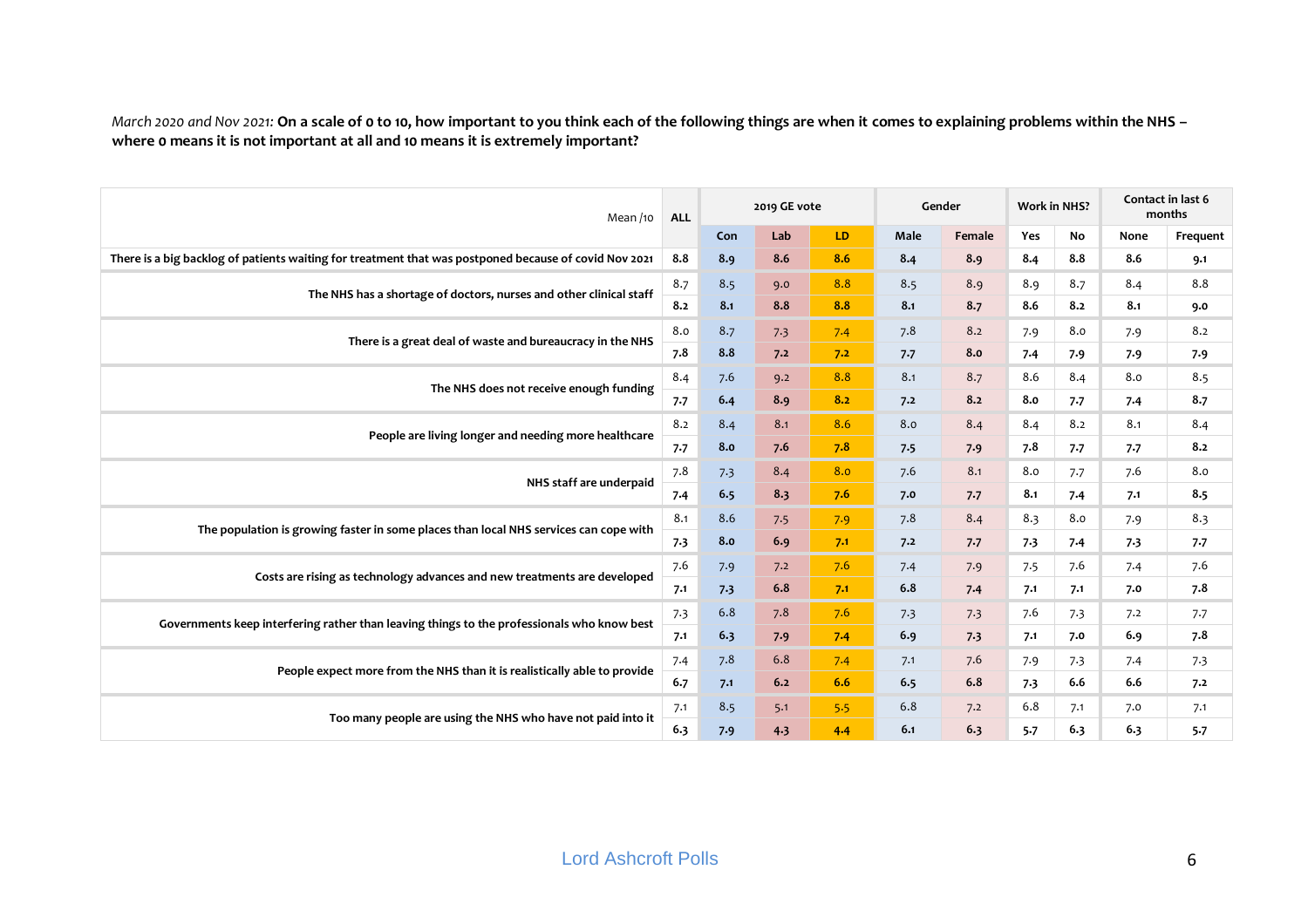*March 2020 and Nov 2021:* **On a scale of 0 to 10, how important to you think each of the following things are when it comes to explaining problems within the NHS – where 0 means it is not important at all and 10 means it is extremely important?**

| Mean /10 | ALL | 2019 GE vote | | | Gender | | Work in NHS? | | Contact in last 6 months | |
|---|---|---|---|---|---|---|---|---|---|---|
| | | Con | Lab | LD | Male | Female | Yes | No | None | Frequent |
| There is a big backlog of patients waiting for treatment that was postponed because of covid Nov 2021 | **8.8** | **8.9** | **8.6** | **8.6** | **8.4** | **8.9** | **8.4** | **8.8** | **8.6** | **9.1** |
| The NHS has a shortage of doctors, nurses and other clinical staff | 8.7 | 8.5 | 9.0 | 8.8 | 8.5 | 8.9 | 8.9 | 8.7 | 8.4 | 8.8 |
| | **8.2** | **8.1** | **8.8** | **8.8** | **8.1** | **8.7** | **8.6** | **8.2** | **8.1** | **9.0** |
| There is a great deal of waste and bureaucracy in the NHS | 8.0 | 8.7 | 7.3 | 7.4 | 7.8 | 8.2 | 7.9 | 8.0 | 7.9 | 8.2 |
| | **7.8** | **8.8** | **7.2** | **7.2** | **7.7** | **8.0** | **7.4** | **7.9** | **7.9** | **7.9** |
| The NHS does not receive enough funding | 8.4 | 7.6 | 9.2 | 8.8 | 8.1 | 8.7 | 8.6 | 8.4 | 8.0 | 8.5 |
| | **7.7** | **6.4** | **8.9** | **8.2** | **7.2** | **8.2** | **8.0** | **7.7** | **7.4** | **8.7** |
| People are living longer and needing more healthcare | 8.2 | 8.4 | 8.1 | 8.6 | 8.0 | 8.4 | 8.4 | 8.2 | 8.1 | 8.4 |
| | **7.7** | **8.0** | **7.6** | **7.8** | **7.5** | **7.9** | **7.8** | **7.7** | **7.7** | **8.2** |
| NHS staff are underpaid | 7.8 | 7.3 | 8.4 | 8.0 | 7.6 | 8.1 | 8.0 | 7.7 | 7.6 | 8.0 |
| | **7.4** | **6.5** | **8.3** | **7.6** | **7.0** | **7.7** | **8.1** | **7.4** | **7.1** | **8.5** |
| The population is growing faster in some places than local NHS services can cope with | 8.1 | 8.6 | 7.5 | 7.9 | 7.8 | 8.4 | 8.3 | 8.0 | 7.9 | 8.3 |
| | **7.3** | **8.0** | **6.9** | **7.1** | **7.2** | **7.7** | **7.3** | **7.4** | **7.3** | **7.7** |
| Costs are rising as technology advances and new treatments are developed | 7.6 | 7.9 | 7.2 | 7.6 | 7.4 | 7.9 | 7.5 | 7.6 | 7.4 | 7.6 |
| | **7.1** | **7.3** | **6.8** | **7.1** | **6.8** | **7.4** | **7.1** | **7.1** | **7.0** | **7.8** |
| Governments keep interfering rather than leaving things to the professionals who know best | 7.3 | 6.8 | 7.8 | 7.6 | 7.3 | 7.3 | 7.6 | 7.3 | 7.2 | 7.7 |
| | **7.1** | **6.3** | **7.9** | **7.4** | **6.9** | **7.3** | **7.1** | **7.0** | **6.9** | **7.8** |
| People expect more from the NHS than it is realistically able to provide | 7.4 | 7.8 | 6.8 | 7.4 | 7.1 | 7.6 | 7.9 | 7.3 | 7.4 | 7.3 |
| | **6.7** | **7.1** | **6.2** | **6.6** | **6.5** | **6.8** | **7.3** | **6.6** | **6.6** | **7.2** |
| Too many people are using the NHS who have not paid into it | 7.1 | 8.5 | 5.1 | 5.5 | 6.8 | 7.2 | 6.8 | 7.1 | 7.0 | 7.1 |
| | **6.3** | **7.9** | **4.3** | **4.4** | **6.1** | **6.3** | **5.7** | **6.3** | **6.3** | **5.7** |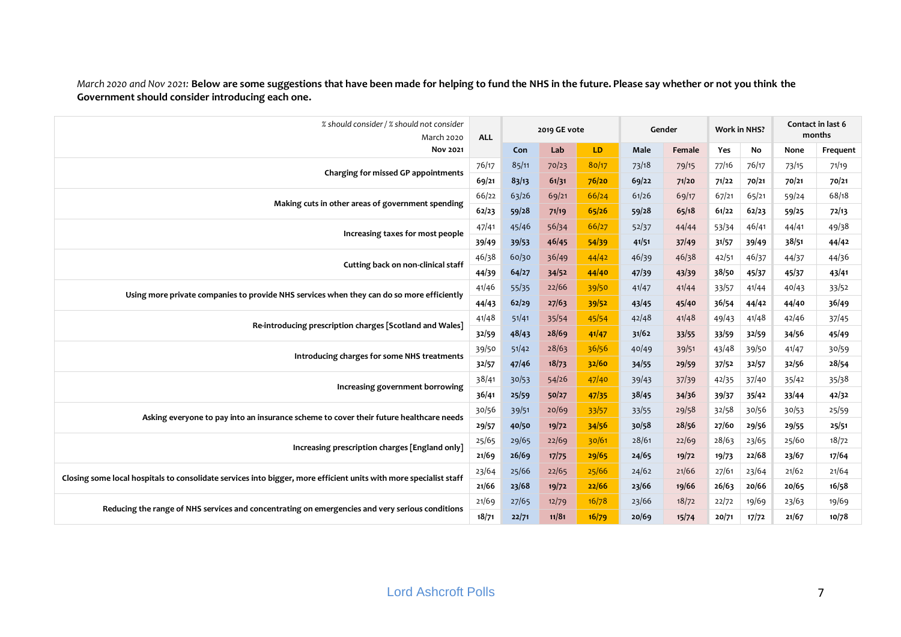*March 2020 and Nov 2021:* **Below are some suggestions that have been made for helping to fund the NHS in the future. Please say whether or not you think the Government should consider introducing each one.**

| *% should consider / % should not consider* | | ALL | 2019 GE vote | | | Gender | | Work in NHS? | | Contact in last 6 months | |
|---|---|---|---|---|---|---|---|---|---|---|---|
| | | | Con | Lab | LD | Male | Female | Yes | No | None | Frequent |
| Charging for missed GP appointments | March 2020 | 76/17 | 85/11 | 70/23 | 80/17 | 73/18 | 79/15 | 77/16 | 76/17 | 73/15 | 71/19 |
| | **Nov 2021** | **69/21** | **83/13** | **61/31** | **76/20** | **69/22** | **71/20** | **71/22** | **70/21** | **70/21** | **70/21** |
| Making cuts in other areas of government spending | March 2020 | 66/22 | 63/26 | 69/21 | 66/24 | 61/26 | 69/17 | 67/21 | 65/21 | 59/24 | 68/18 |
| | **Nov 2021** | **62/23** | **59/28** | **71/19** | **65/26** | **59/28** | **65/18** | **61/22** | **62/23** | **59/25** | **72/13** |
| Increasing taxes for most people | March 2020 | 47/41 | 45/46 | 56/34 | 66/27 | 52/37 | 44/44 | 53/34 | 46/41 | 44/41 | 49/38 |
| | **Nov 2021** | **39/49** | **39/53** | **46/45** | **54/39** | **41/51** | **37/49** | **31/57** | **39/49** | **38/51** | **44/42** |
| Cutting back on non-clinical staff | March 2020 | 46/38 | 60/30 | 36/49 | 44/42 | 46/39 | 46/38 | 42/51 | 46/37 | 44/37 | 44/36 |
| | **Nov 2021** | **44/39** | **64/27** | **34/52** | **44/40** | **47/39** | **43/39** | **38/50** | **45/37** | **45/37** | **43/41** |
| Using more private companies to provide NHS services when they can do so more efficiently | March 2020 | 41/46 | 55/35 | 22/66 | 39/50 | 41/47 | 41/44 | 33/57 | 41/44 | 40/43 | 33/52 |
| | **Nov 2021** | **44/43** | **62/29** | **27/63** | **39/52** | **43/45** | **45/40** | **36/54** | **44/42** | **44/40** | **36/49** |
| Re-introducing prescription charges [Scotland and Wales] | March 2020 | 41/48 | 51/41 | 35/54 | 45/54 | 42/48 | 41/48 | 49/43 | 41/48 | 42/46 | 37/45 |
| | **Nov 2021** | **32/59** | **48/43** | **28/69** | **41/47** | **31/62** | **33/55** | **33/59** | **32/59** | **34/56** | **45/49** |
| Introducing charges for some NHS treatments | March 2020 | 39/50 | 51/42 | 28/63 | 36/56 | 40/49 | 39/51 | 43/48 | 39/50 | 41/47 | 30/59 |
| | **Nov 2021** | **32/57** | **47/46** | **18/73** | **32/60** | **34/55** | **29/59** | **37/52** | **32/57** | **32/56** | **28/54** |
| Increasing government borrowing | March 2020 | 38/41 | 30/53 | 54/26 | 47/40 | 39/43 | 37/39 | 42/35 | 37/40 | 35/42 | 35/38 |
| | **Nov 2021** | **36/41** | **25/59** | **50/27** | **47/35** | **38/45** | **34/36** | **39/37** | **35/42** | **33/44** | **42/32** |
| Asking everyone to pay into an insurance scheme to cover their future healthcare needs | March 2020 | 30/56 | 39/51 | 20/69 | 33/57 | 33/55 | 29/58 | 32/58 | 30/56 | 30/53 | 25/59 |
| | **Nov 2021** | **29/57** | **40/50** | **19/72** | **34/56** | **30/58** | **28/56** | **27/60** | **29/56** | **29/55** | **25/51** |
| Increasing prescription charges [England only] | March 2020 | 25/65 | 29/65 | 22/69 | 30/61 | 28/61 | 22/69 | 28/63 | 23/65 | 25/60 | 18/72 |
| | **Nov 2021** | **21/69** | **26/69** | **17/75** | **29/65** | **24/65** | **19/72** | **19/73** | **22/68** | **23/67** | **17/64** |
| Closing some local hospitals to consolidate services into bigger, more efficient units with more specialist staff | March 2020 | 23/64 | 25/66 | 22/65 | 25/66 | 24/62 | 21/66 | 27/61 | 23/64 | 21/62 | 21/64 |
| | **Nov 2021** | **21/66** | **23/68** | **19/72** | **22/66** | **23/66** | **19/66** | **26/63** | **20/66** | **20/65** | **16/58** |
| Reducing the range of NHS services and concentrating on emergencies and very serious conditions | March 2020 | 21/69 | 27/65 | 12/79 | 16/78 | 23/66 | 18/72 | 22/72 | 19/69 | 23/63 | 19/69 |
| | **Nov 2021** | **18/71** | **22/71** | **11/81** | **16/79** | **20/69** | **15/74** | **20/71** | **17/72** | **21/67** | **10/78** |

Lord Ashcroft Polls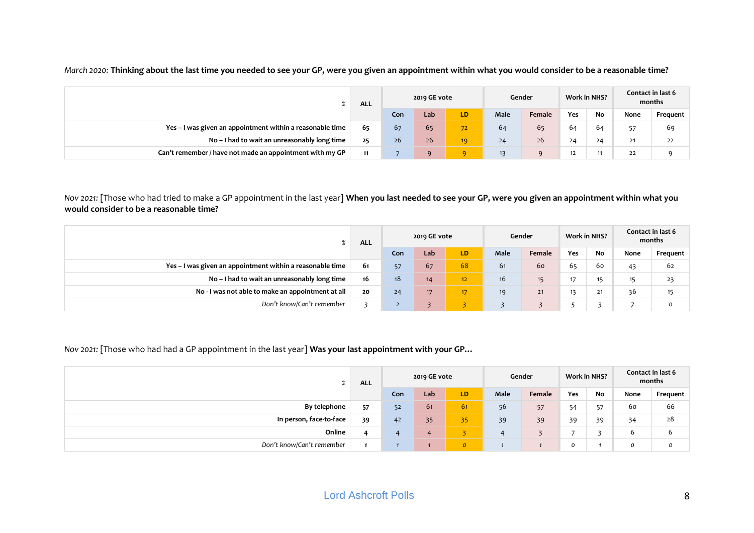*March 2020:* **Thinking about the last time you needed to see your GP, were you given an appointment within what you would consider to be a reasonable time?**

| % | ALL | 2019 GE vote | | | Gender | | Work in NHS? | | Contact in last 6 months | |
|---|---|---|---|---|---|---|---|---|---|---|
| | | Con | Lab | LD | Male | Female | Yes | No | None | Frequent |
| **Yes – I was given an appointment within a reasonable time** | **65** | 67 | 65 | 72 | 64 | 65 | 64 | 64 | 57 | 69 |
| **No – I had to wait an unreasonably long time** | **25** | 26 | 26 | 19 | 24 | 26 | 24 | 24 | 21 | 22 |
| **Can't remember / have not made an appointment with my GP** | **11** | 7 | 9 | 9 | 13 | 9 | 12 | 11 | 22 | 9 |

*Nov 2021:* [Those who had tried to make a GP appointment in the last year] **When you last needed to see your GP, were you given an appointment within what you would consider to be a reasonable time?**

| % | ALL | 2019 GE vote | | | Gender | | Work in NHS? | | Contact in last 6 months | |
|---|---|---|---|---|---|---|---|---|---|---|
| | | Con | Lab | LD | Male | Female | Yes | No | None | Frequent |
| **Yes – I was given an appointment within a reasonable time** | **61** | 57 | 67 | 68 | 61 | 60 | 65 | 60 | 43 | 62 |
| **No – I had to wait an unreasonably long time** | **16** | 18 | 14 | 12 | 16 | 15 | 17 | 15 | 15 | 23 |
| **No - I was not able to make an appointment at all** | **20** | 24 | 17 | 17 | 19 | 21 | 13 | 21 | 36 | 15 |
| *Don't know/Can't remember* | 3 | 2 | 3 | 3 | 3 | 3 | 5 | 3 | 7 | 0 |

*Nov 2021:* [Those who had had a GP appointment in the last year] **Was your last appointment with your GP…**

| % | ALL | 2019 GE vote | | | Gender | | Work in NHS? | | Contact in last 6 months | |
|---|---|---|---|---|---|---|---|---|---|---|
| | | Con | Lab | LD | Male | Female | Yes | No | None | Frequent |
| **By telephone** | **57** | 52 | 61 | 61 | 56 | 57 | 54 | 57 | 60 | 66 |
| **In person, face-to-face** | **39** | 42 | 35 | 35 | 39 | 39 | 39 | 39 | 34 | 28 |
| **Online** | **4** | 4 | 4 | 3 | 4 | 3 | 7 | 3 | 6 | 6 |
| *Don't know/Can't remember* | **1** | 1 | 1 | 0 | 1 | 1 | 0 | 1 | 0 | 0 |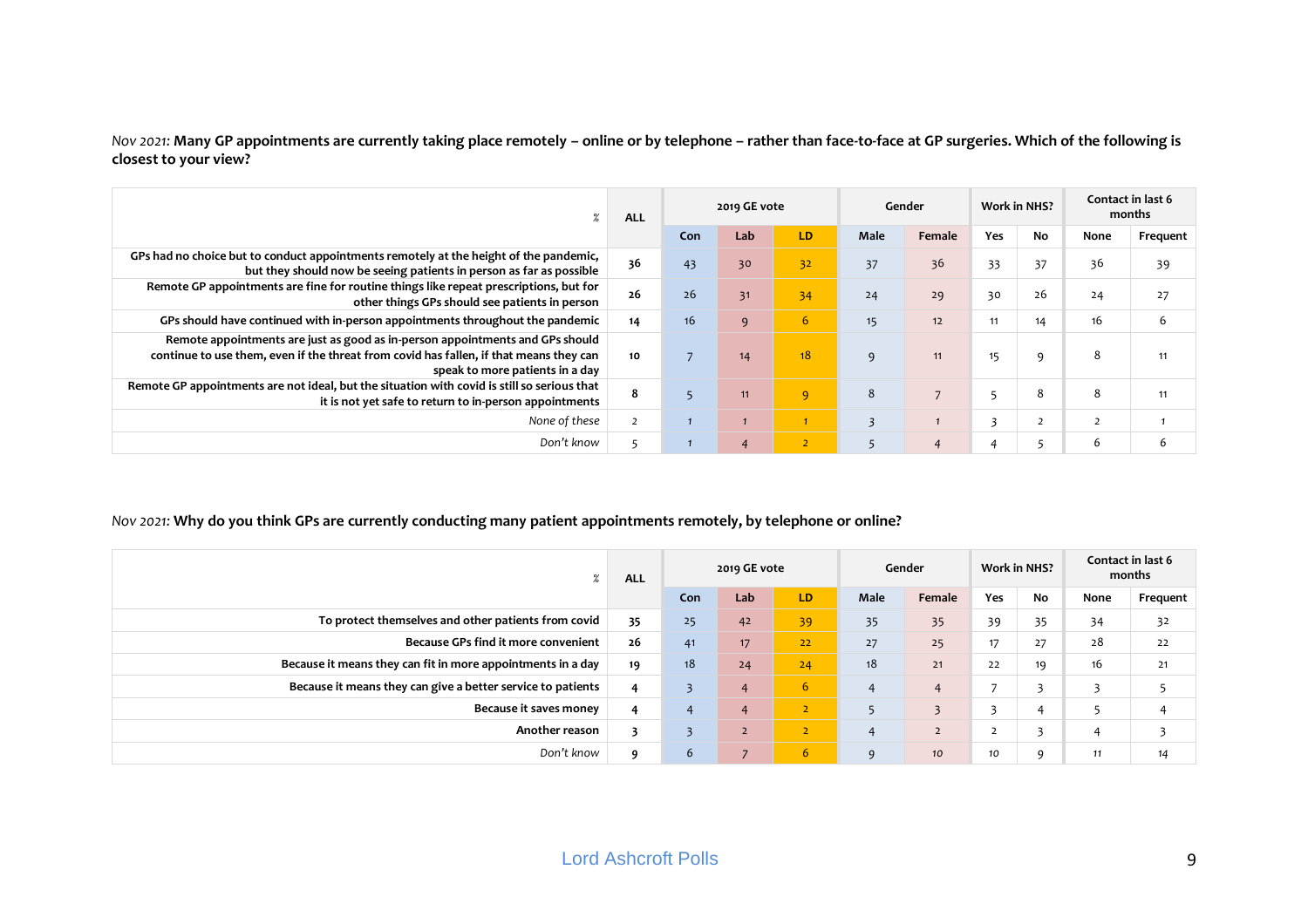*Nov 2021:* **Many GP appointments are currently taking place remotely – online or by telephone – rather than face-to-face at GP surgeries. Which of the following is closest to your view?**

| % | ALL | 2019 GE vote | | | Gender | | Work in NHS? | | Contact in last 6 months | |
|---|---|---|---|---|---|---|---|---|---|---|
| | | Con | Lab | LD | Male | Female | Yes | No | None | Frequent |
| **GPs had no choice but to conduct appointments remotely at the height of the pandemic, but they should now be seeing patients in person as far as possible** | **36** | 43 | 30 | 32 | 37 | 36 | 33 | 37 | 36 | 39 |
| **Remote GP appointments are fine for routine things like repeat prescriptions, but for other things GPs should see patients in person** | **26** | 26 | 31 | 34 | 24 | 29 | 30 | 26 | 24 | 27 |
| **GPs should have continued with in-person appointments throughout the pandemic** | **14** | 16 | 9 | 6 | 15 | 12 | 11 | 14 | 16 | 6 |
| **Remote appointments are just as good as in-person appointments and GPs should continue to use them, even if the threat from covid has fallen, if that means they can speak to more patients in a day** | **10** | 7 | 14 | 18 | 9 | 11 | 15 | 9 | 8 | 11 |
| **Remote GP appointments are not ideal, but the situation with covid is still so serious that it is not yet safe to return to in-person appointments** | **8** | 5 | 11 | 9 | 8 | 7 | 5 | 8 | 8 | 11 |
| *None of these* | 2 | 1 | 1 | 1 | 3 | 1 | 3 | 2 | 2 | 1 |
| *Don't know* | 5 | 1 | 4 | 2 | 5 | 4 | 4 | 5 | 6 | 6 |

*Nov 2021:* **Why do you think GPs are currently conducting many patient appointments remotely, by telephone or online?**

| % | ALL | 2019 GE vote | | | Gender | | Work in NHS? | | Contact in last 6 months | |
|---|---|---|---|---|---|---|---|---|---|---|
| | | Con | Lab | LD | Male | Female | Yes | No | None | Frequent |
| **To protect themselves and other patients from covid** | **35** | 25 | 42 | 39 | 35 | 35 | 39 | 35 | 34 | 32 |
| **Because GPs find it more convenient** | **26** | 41 | 17 | 22 | 27 | 25 | 17 | 27 | 28 | 22 |
| **Because it means they can fit in more appointments in a day** | **19** | 18 | 24 | 24 | 18 | 21 | 22 | 19 | 16 | 21 |
| **Because it means they can give a better service to patients** | **4** | 3 | 4 | 6 | 4 | 4 | 7 | 3 | 3 | 5 |
| **Because it saves money** | **4** | 4 | 4 | 2 | 5 | 3 | 3 | 4 | 5 | 4 |
| **Another reason** | **3** | 3 | 2 | 2 | 4 | 2 | 2 | 3 | 4 | 3 |
| *Don't know* | **9** | 6 | 7 | 6 | 9 | 10 | 10 | 9 | 11 | 14 |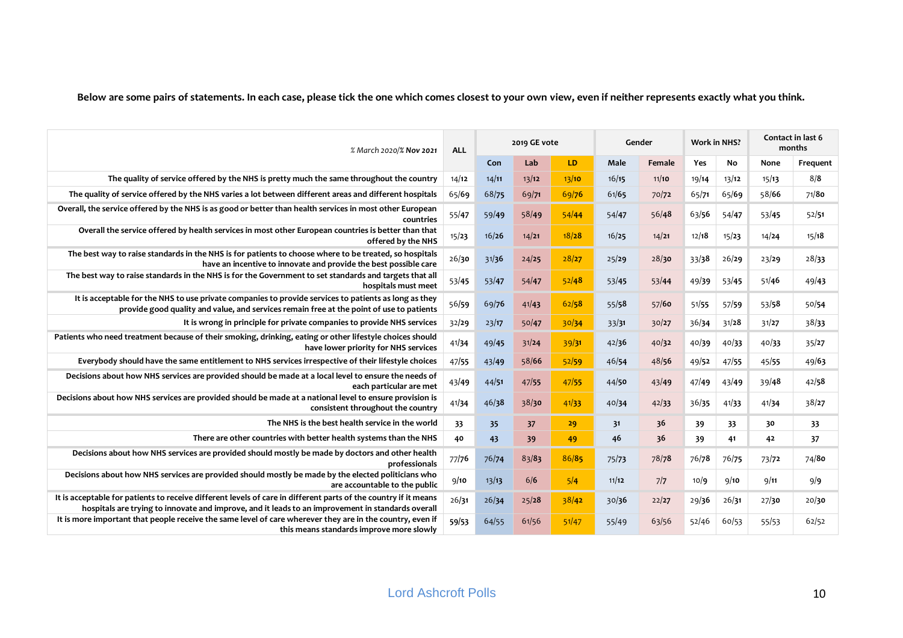**Below are some pairs of statements. In each case, please tick the one which comes closest to your own view, even if neither represents exactly what you think.**

| *% March 2020/% **Nov 2021*** | ALL | 2019 GE vote | | | Gender | | Work in NHS? | | Contact in last 6 months | |
|---|---|---|---|---|---|---|---|---|---|---|
| | | Con | Lab | LD | Male | Female | Yes | No | None | Frequent |
| The quality of service offered by the NHS is pretty much the same throughout the country | 14/12 | 14/11 | 13/12 | 13/10 | 16/15 | 11/10 | 19/14 | 13/12 | 15/13 | 8/8 |
| The quality of service offered by the NHS varies a lot between different areas and different hospitals | 65/69 | 68/75 | 69/71 | 69/76 | 61/65 | 70/72 | 65/71 | 65/69 | 58/66 | 71/80 |
| Overall, the service offered by the NHS is as good or better than health services in most other European countries | 55/47 | 59/49 | 58/49 | 54/44 | 54/47 | 56/48 | 63/56 | 54/47 | 53/45 | 52/51 |
| Overall the service offered by health services in most other European countries is better than that offered by the NHS | 15/23 | 16/26 | 14/21 | 18/28 | 16/25 | 14/21 | 12/18 | 15/23 | 14/24 | 15/18 |
| The best way to raise standards in the NHS is for patients to choose where to be treated, so hospitals have an incentive to innovate and provide the best possible care | 26/30 | 31/36 | 24/25 | 28/27 | 25/29 | 28/30 | 33/38 | 26/29 | 23/29 | 28/33 |
| The best way to raise standards in the NHS is for the Government to set standards and targets that all hospitals must meet | 53/45 | 53/47 | 54/47 | 52/48 | 53/45 | 53/44 | 49/39 | 53/45 | 51/46 | 49/43 |
| It is acceptable for the NHS to use private companies to provide services to patients as long as they provide good quality and value, and services remain free at the point of use to patients | 56/59 | 69/76 | 41/43 | 62/58 | 55/58 | 57/60 | 51/55 | 57/59 | 53/58 | 50/54 |
| It is wrong in principle for private companies to provide NHS services | 32/29 | 23/17 | 50/47 | 30/34 | 33/31 | 30/27 | 36/34 | 31/28 | 31/27 | 38/33 |
| Patients who need treatment because of their smoking, drinking, eating or other lifestyle choices should have lower priority for NHS services | 41/34 | 49/45 | 31/24 | 39/31 | 42/36 | 40/32 | 40/39 | 40/33 | 40/33 | 35/27 |
| Everybody should have the same entitlement to NHS services irrespective of their lifestyle choices | 47/55 | 43/49 | 58/66 | 52/59 | 46/54 | 48/56 | 49/52 | 47/55 | 45/55 | 49/63 |
| Decisions about how NHS services are provided should be made at a local level to ensure the needs of each particular are met | 43/49 | 44/51 | 47/55 | 47/55 | 44/50 | 43/49 | 47/49 | 43/49 | 39/48 | 42/58 |
| Decisions about how NHS services are provided should be made at a national level to ensure provision is consistent throughout the country | 41/34 | 46/38 | 38/30 | 41/33 | 40/34 | 42/33 | 36/35 | 41/33 | 41/34 | 38/27 |
| The NHS is the best health service in the world | 33 | 35 | 37 | 29 | 31 | 36 | 39 | 33 | 30 | 33 |
| There are other countries with better health systems than the NHS | 40 | 43 | 39 | 49 | 46 | 36 | 39 | 41 | 42 | 37 |
| Decisions about how NHS services are provided should mostly be made by doctors and other health professionals | 77/76 | 76/74 | 83/83 | 86/85 | 75/73 | 78/78 | 76/78 | 76/75 | 73/72 | 74/80 |
| Decisions about how NHS services are provided should mostly be made by the elected politicians who are accountable to the public | 9/10 | 13/13 | 6/6 | 5/4 | 11/12 | 7/7 | 10/9 | 9/10 | 9/11 | 9/9 |
| It is acceptable for patients to receive different levels of care in different parts of the country if it means hospitals are trying to innovate and improve, and it leads to an improvement in standards overall | 26/31 | 26/34 | 25/28 | 38/42 | 30/36 | 22/27 | 29/36 | 26/31 | 27/30 | 20/30 |
| It is more important that people receive the same level of care wherever they are in the country, even if this means standards improve more slowly | 59/53 | 64/55 | 61/56 | 51/47 | 55/49 | 63/56 | 52/46 | 60/53 | 55/53 | 62/52 |

Lord Ashcroft Polls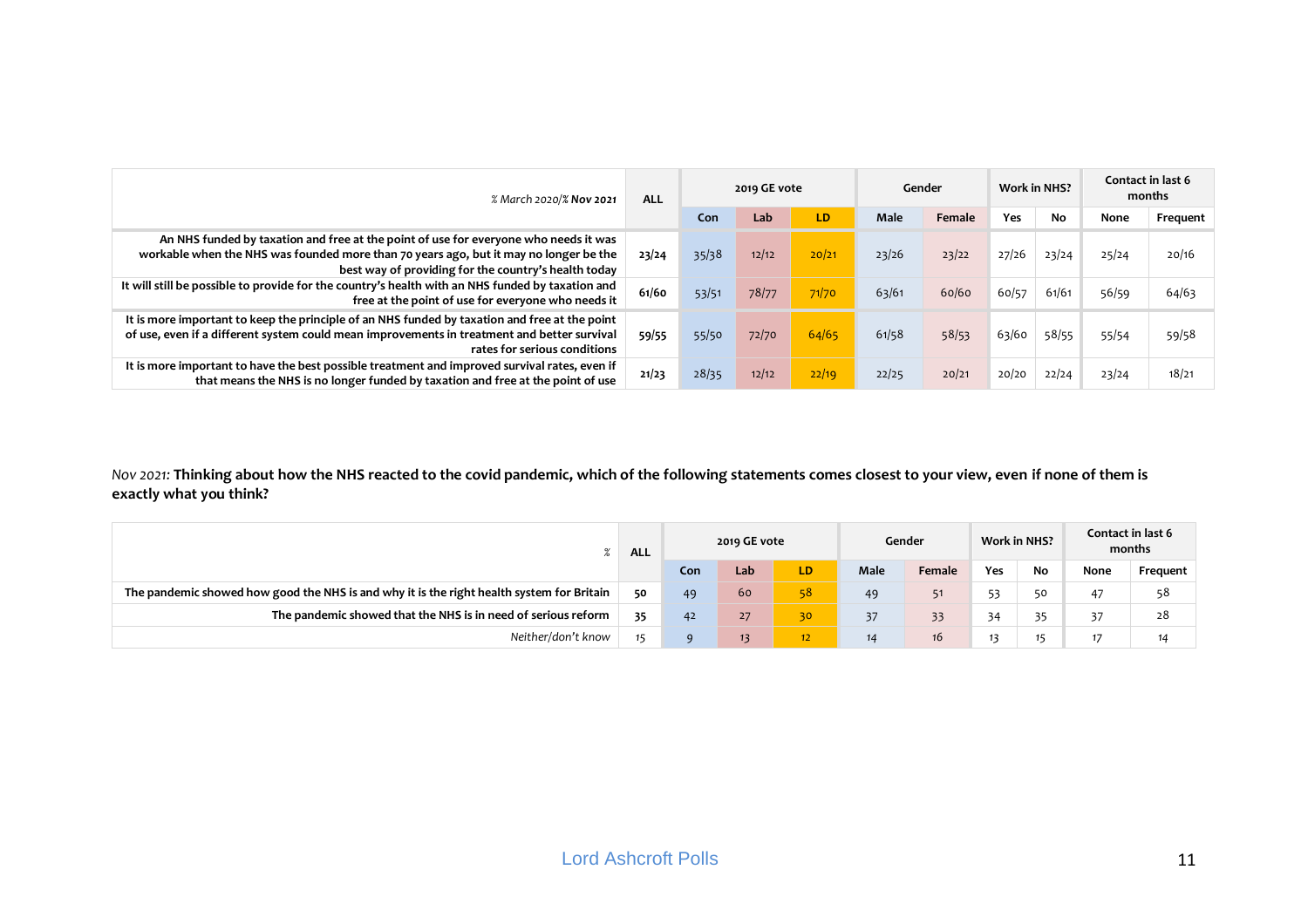| % March 2020/% **Nov 2021** | ALL | 2019 GE vote | | | Gender | | Work in NHS? | | Contact in last 6 months | |
|---|---|---|---|---|---|---|---|---|---|---|
| | | Con | Lab | LD | Male | Female | Yes | No | None | Frequent |
| **An NHS funded by taxation and free at the point of use for everyone who needs it was workable when the NHS was founded more than 70 years ago, but it may no longer be the best way of providing for the country's health today** | **23/24** | 35/38 | 12/12 | 20/21 | 23/26 | 23/22 | 27/26 | 23/24 | 25/24 | 20/16 |
| **It will still be possible to provide for the country's health with an NHS funded by taxation and free at the point of use for everyone who needs it** | **61/60** | 53/51 | 78/77 | 71/70 | 63/61 | 60/60 | 60/57 | 61/61 | 56/59 | 64/63 |
| **It is more important to keep the principle of an NHS funded by taxation and free at the point of use, even if a different system could mean improvements in treatment and better survival rates for serious conditions** | **59/55** | 55/50 | 72/70 | 64/65 | 61/58 | 58/53 | 63/60 | 58/55 | 55/54 | 59/58 |
| **It is more important to have the best possible treatment and improved survival rates, even if that means the NHS is no longer funded by taxation and free at the point of use** | **21/23** | 28/35 | 12/12 | 22/19 | 22/25 | 20/21 | 20/20 | 22/24 | 23/24 | 18/21 |

*Nov 2021:* **Thinking about how the NHS reacted to the covid pandemic, which of the following statements comes closest to your view, even if none of them is exactly what you think?**

| % | ALL | 2019 GE vote | | | Gender | | Work in NHS? | | Contact in last 6 months | |
|---|---|---|---|---|---|---|---|---|---|---|
| | | Con | Lab | LD | Male | Female | Yes | No | None | Frequent |
| **The pandemic showed how good the NHS is and why it is the right health system for Britain** | **50** | 49 | 60 | 58 | 49 | 51 | 53 | 50 | 47 | 58 |
| **The pandemic showed that the NHS is in need of serious reform** | **35** | 42 | 27 | 30 | 37 | 33 | 34 | 35 | 37 | 28 |
| *Neither/don't know* | 15 | 9 | 13 | 12 | 14 | 16 | 13 | 15 | 17 | 14 |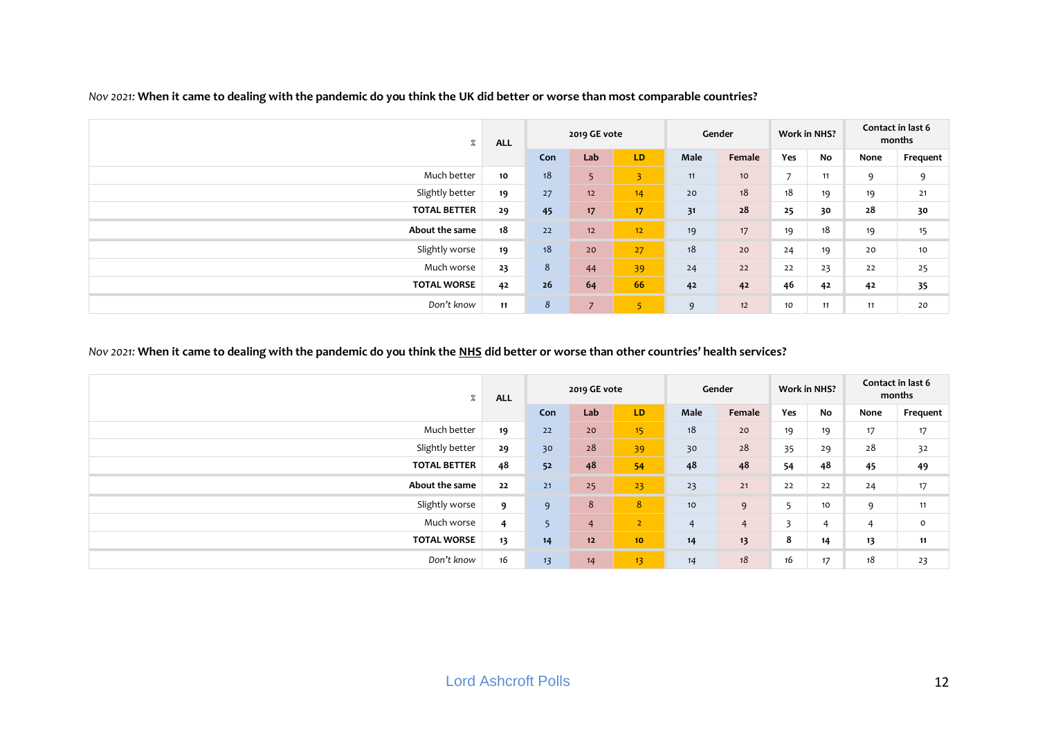*Nov 2021:* **When it came to dealing with the pandemic do you think the UK did better or worse than most comparable countries?**

| % | ALL | 2019 GE vote | | | Gender | | Work in NHS? | | Contact in last 6 months | |
|---|---|---|---|---|---|---|---|---|---|---|
| | | Con | Lab | LD | Male | Female | Yes | No | None | Frequent |
| Much better | 10 | 18 | 5 | 3 | 11 | 10 | 7 | 11 | 9 | 9 |
| Slightly better | 19 | 27 | 12 | 14 | 20 | 18 | 18 | 19 | 19 | 21 |
| **TOTAL BETTER** | **29** | **45** | **17** | **17** | **31** | **28** | **25** | **30** | **28** | **30** |
| **About the same** | 18 | 22 | 12 | 12 | 19 | 17 | 19 | 18 | 19 | 15 |
| Slightly worse | 19 | 18 | 20 | 27 | 18 | 20 | 24 | 19 | 20 | 10 |
| Much worse | 23 | 8 | 44 | 39 | 24 | 22 | 22 | 23 | 22 | 25 |
| **TOTAL WORSE** | **42** | **26** | **64** | **66** | **42** | **42** | **46** | **42** | **42** | **35** |
| *Don't know* | 11 | 8 | 7 | 5 | 9 | 12 | 10 | 11 | 11 | 20 |

*Nov 2021:* **When it came to dealing with the pandemic do you think the NHS did better or worse than other countries' health services?**

| % | ALL | 2019 GE vote | | | Gender | | Work in NHS? | | Contact in last 6 months | |
|---|---|---|---|---|---|---|---|---|---|---|
| | | Con | Lab | LD | Male | Female | Yes | No | None | Frequent |
| Much better | 19 | 22 | 20 | 15 | 18 | 20 | 19 | 19 | 17 | 17 |
| Slightly better | 29 | 30 | 28 | 39 | 30 | 28 | 35 | 29 | 28 | 32 |
| **TOTAL BETTER** | **48** | **52** | **48** | **54** | **48** | **48** | **54** | **48** | **45** | **49** |
| **About the same** | 22 | 21 | 25 | 23 | 23 | 21 | 22 | 22 | 24 | 17 |
| Slightly worse | 9 | 9 | 8 | 8 | 10 | 9 | 5 | 10 | 9 | 11 |
| Much worse | 4 | 5 | 4 | 2 | 4 | 4 | 3 | 4 | 4 | 0 |
| **TOTAL WORSE** | **13** | **14** | **12** | **10** | **14** | **13** | **8** | **14** | **13** | **11** |
| *Don't know* | 16 | 13 | 14 | 13 | 14 | 18 | 16 | 17 | 18 | 23 |

Lord Ashcroft Polls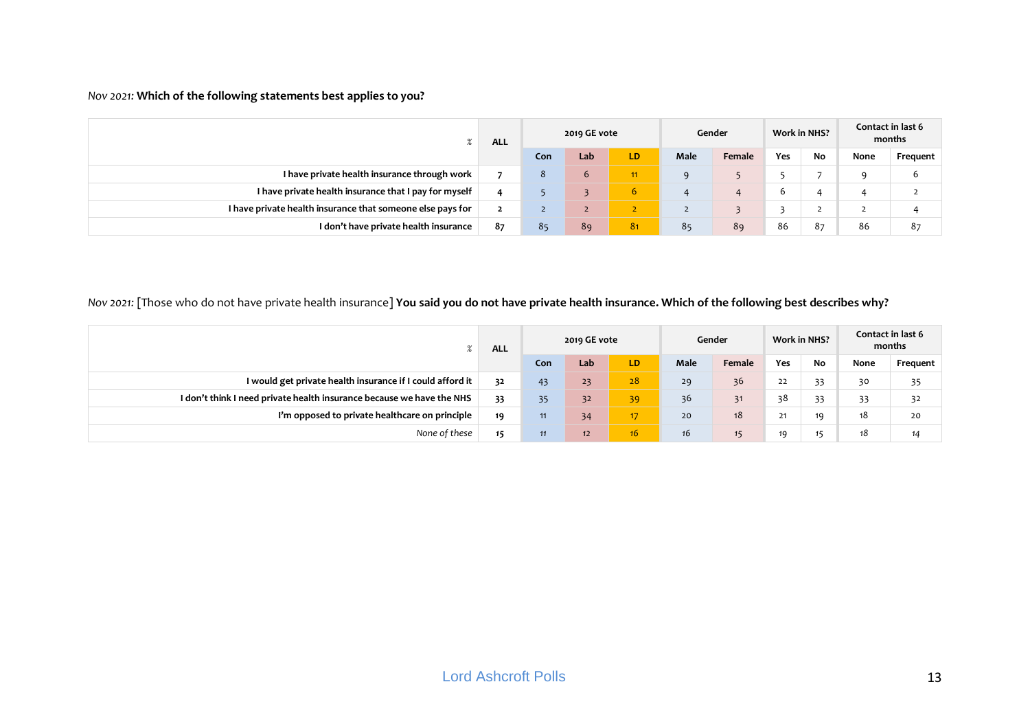*Nov 2021:* **Which of the following statements best applies to you?**

| % | ALL | 2019 GE vote | | | Gender | | Work in NHS? | | Contact in last 6 months | |
|---|---|---|---|---|---|---|---|---|---|---|
| | | Con | Lab | LD | Male | Female | Yes | No | None | Frequent |
| I have private health insurance through work | 7 | 8 | 6 | 11 | 9 | 5 | 5 | 7 | 9 | 6 |
| I have private health insurance that I pay for myself | 4 | 5 | 3 | 6 | 4 | 4 | 6 | 4 | 4 | 2 |
| I have private health insurance that someone else pays for | 2 | 2 | 2 | 2 | 2 | 3 | 3 | 2 | 2 | 4 |
| I don't have private health insurance | 87 | 85 | 89 | 81 | 85 | 89 | 86 | 87 | 86 | 87 |

*Nov 2021:* [Those who do not have private health insurance] **You said you do not have private health insurance. Which of the following best describes why?**

| % | ALL | 2019 GE vote | | | Gender | | Work in NHS? | | Contact in last 6 months | |
|---|---|---|---|---|---|---|---|---|---|---|
| | | Con | Lab | LD | Male | Female | Yes | No | None | Frequent |
| I would get private health insurance if I could afford it | 32 | 43 | 23 | 28 | 29 | 36 | 22 | 33 | 30 | 35 |
| I don't think I need private health insurance because we have the NHS | 33 | 35 | 32 | 39 | 36 | 31 | 38 | 33 | 33 | 32 |
| I'm opposed to private healthcare on principle | 19 | 11 | 34 | 17 | 20 | 18 | 21 | 19 | 18 | 20 |
| *None of these* | 15 | 11 | 12 | 16 | 16 | 15 | 19 | 15 | 18 | 14 |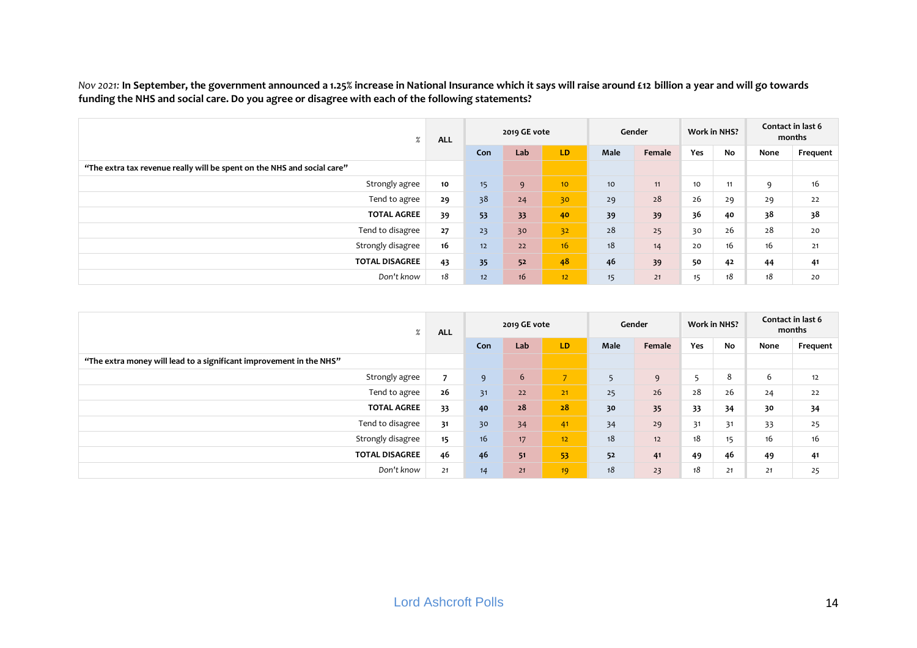*Nov 2021:* **In September, the government announced a 1.25% increase in National Insurance which it says will raise around £12 billion a year and will go towards funding the NHS and social care. Do you agree or disagree with each of the following statements?**

| % | ALL | 2019 GE vote | | | Gender | | Work in NHS? | | Contact in last 6 months | |
|---|---|---|---|---|---|---|---|---|---|---|
| | | Con | Lab | LD | Male | Female | Yes | No | None | Frequent |
| **"The extra tax revenue really will be spent on the NHS and social care"** | | | | | | | | | | |
| Strongly agree | **10** | 15 | 9 | 10 | 10 | 11 | 10 | 11 | 9 | 16 |
| Tend to agree | **29** | 38 | 24 | 30 | 29 | 28 | 26 | 29 | 29 | 22 |
| **TOTAL AGREE** | **39** | **53** | **33** | **40** | **39** | **39** | **36** | **40** | **38** | **38** |
| Tend to disagree | **27** | 23 | 30 | 32 | 28 | 25 | 30 | 26 | 28 | 20 |
| Strongly disagree | **16** | 12 | 22 | 16 | 18 | 14 | 20 | 16 | 16 | 21 |
| **TOTAL DISAGREE** | **43** | **35** | **52** | **48** | **46** | **39** | **50** | **42** | **44** | **41** |
| *Don't know* | *18* | *12* | *16* | *12* | *15* | *21* | *15* | *18* | *18* | *20* |

| % | ALL | 2019 GE vote | | | Gender | | Work in NHS? | | Contact in last 6 months | |
|---|---|---|---|---|---|---|---|---|---|---|
| | | Con | Lab | LD | Male | Female | Yes | No | None | Frequent |
| **"The extra money will lead to a significant improvement in the NHS"** | | | | | | | | | | |
| Strongly agree | **7** | 9 | 6 | 7 | 5 | 9 | 5 | 8 | 6 | 12 |
| Tend to agree | **26** | 31 | 22 | 21 | 25 | 26 | 28 | 26 | 24 | 22 |
| **TOTAL AGREE** | **33** | **40** | **28** | **28** | **30** | **35** | **33** | **34** | **30** | **34** |
| Tend to disagree | **31** | 30 | 34 | 41 | 34 | 29 | 31 | 31 | 33 | 25 |
| Strongly disagree | **15** | 16 | 17 | 12 | 18 | 12 | 18 | 15 | 16 | 16 |
| **TOTAL DISAGREE** | **46** | **46** | **51** | **53** | **52** | **41** | **49** | **46** | **49** | **41** |
| *Don't know* | *21* | *14* | *21* | *19* | *18* | *23* | *18* | *21* | *21* | *25* |

Lord Ashcroft Polls